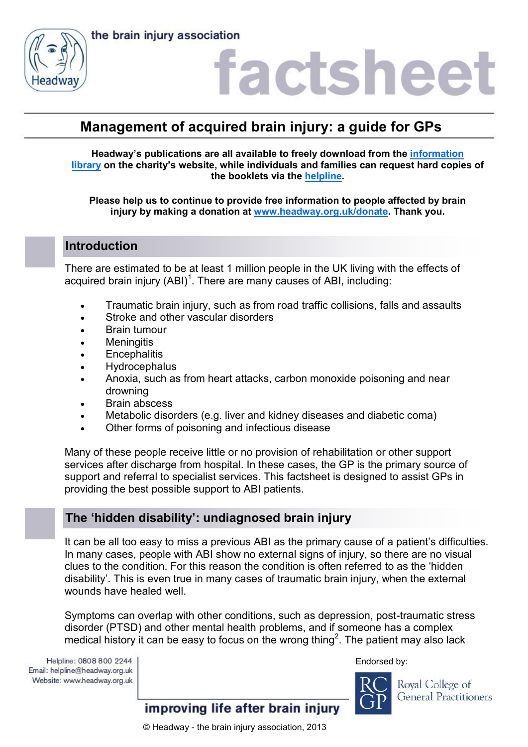the brain injury association

factsheet

# Management of acquired brain injury: a guide for GPs

**Headway's publications are all available to freely download from the information library on the charity's website, while individuals and families can request hard copies of the booklets via the helpline.**

**Please help us to continue to provide free information to people affected by brain injury by making a donation at www.headway.org.uk/donate. Thank you.**

## Introduction

There are estimated to be at least 1 million people in the UK living with the effects of acquired brain injury (ABI)[1]. There are many causes of ABI, including:

- Traumatic brain injury, such as from road traffic collisions, falls and assaults
- Stroke and other vascular disorders
- Brain tumour
- Meningitis
- Encephalitis
- Hydrocephalus
- Anoxia, such as from heart attacks, carbon monoxide poisoning and near drowning
- Brain abscess
- Metabolic disorders (e.g. liver and kidney diseases and diabetic coma)
- Other forms of poisoning and infectious disease

Many of these people receive little or no provision of rehabilitation or other support services after discharge from hospital. In these cases, the GP is the primary source of support and referral to specialist services. This factsheet is designed to assist GPs in providing the best possible support to ABI patients.

## The 'hidden disability': undiagnosed brain injury

It can be all too easy to miss a previous ABI as the primary cause of a patient's difficulties. In many cases, people with ABI show no external signs of injury, so there are no visual clues to the condition. For this reason the condition is often referred to as the 'hidden disability'. This is even true in many cases of traumatic brain injury, when the external wounds have healed well.

Symptoms can overlap with other conditions, such as depression, post-traumatic stress disorder (PTSD) and other mental health problems, and if someone has a complex medical history it can be easy to focus on the wrong thing[2]. The patient may also lack

Helpline: 0808 800 2244
Email: helpline@headway.org.uk
Website: www.headway.org.uk

improving life after brain injury

Endorsed by: Royal College of General Practitioners

© Headway - the brain injury association, 2013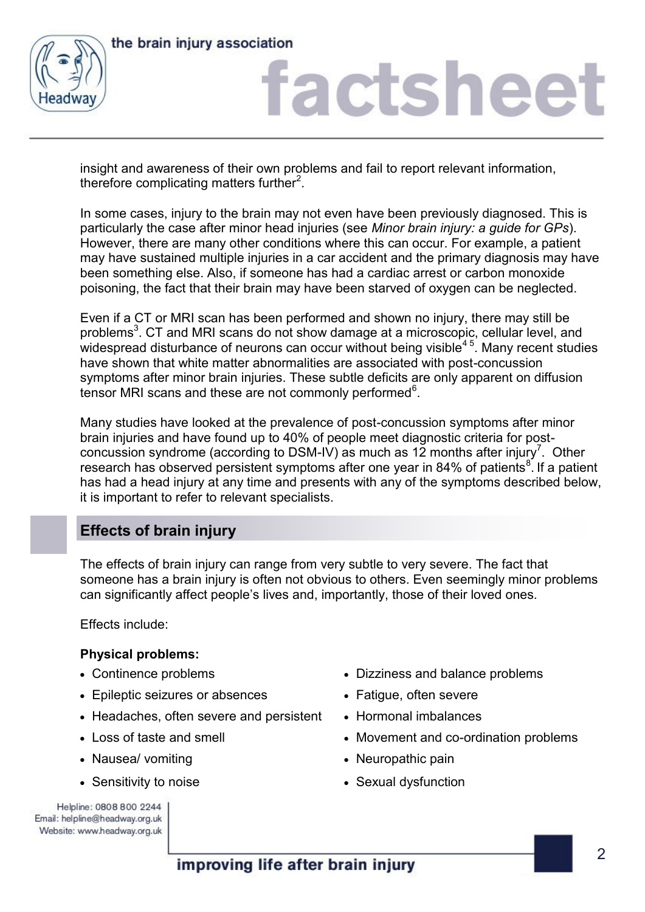insight and awareness of their own problems and fail to report relevant information, therefore complicating matters further[2].

In some cases, injury to the brain may not even have been previously diagnosed. This is particularly the case after minor head injuries (see *Minor brain injury: a guide for GPs*). However, there are many other conditions where this can occur. For example, a patient may have sustained multiple injuries in a car accident and the primary diagnosis may have been something else. Also, if someone has had a cardiac arrest or carbon monoxide poisoning, the fact that their brain may have been starved of oxygen can be neglected.

Even if a CT or MRI scan has been performed and shown no injury, there may still be problems[3]. CT and MRI scans do not show damage at a microscopic, cellular level, and widespread disturbance of neurons can occur without being visible[4,5]. Many recent studies have shown that white matter abnormalities are associated with post-concussion symptoms after minor brain injuries. These subtle deficits are only apparent on diffusion tensor MRI scans and these are not commonly performed[6].

Many studies have looked at the prevalence of post-concussion symptoms after minor brain injuries and have found up to 40% of people meet diagnostic criteria for post-concussion syndrome (according to DSM-IV) as much as 12 months after injury[7]. Other research has observed persistent symptoms after one year in 84% of patients[8]. If a patient has had a head injury at any time and presents with any of the symptoms described below, it is important to refer to relevant specialists.

## Effects of brain injury

The effects of brain injury can range from very subtle to very severe. The fact that someone has a brain injury is often not obvious to others. Even seemingly minor problems can significantly affect people's lives and, importantly, those of their loved ones.

Effects include:

**Physical problems:**

- Continence problems
- Epileptic seizures or absences
- Headaches, often severe and persistent
- Loss of taste and smell
- Nausea/ vomiting
- Sensitivity to noise
- Dizziness and balance problems
- Fatigue, often severe
- Hormonal imbalances
- Movement and co-ordination problems
- Neuropathic pain
- Sexual dysfunction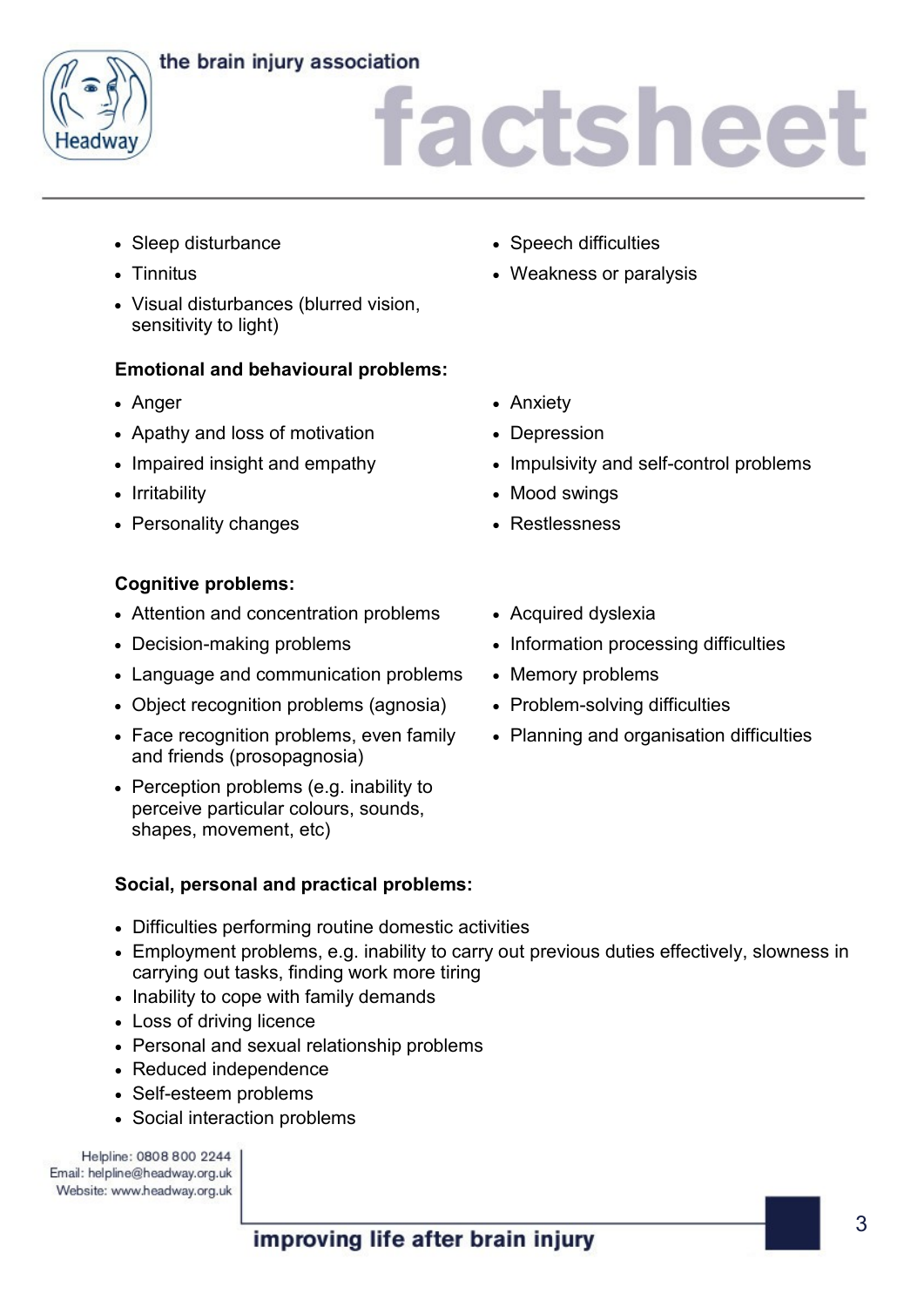- Sleep disturbance
- Tinnitus
- Visual disturbances (blurred vision, sensitivity to light)
- Speech difficulties
- Weakness or paralysis

**Emotional and behavioural problems:**

- Anger
- Apathy and loss of motivation
- Impaired insight and empathy
- Irritability
- Personality changes
- Anxiety
- Depression
- Impulsivity and self-control problems
- Mood swings
- Restlessness

**Cognitive problems:**

- Attention and concentration problems
- Decision-making problems
- Language and communication problems
- Object recognition problems (agnosia)
- Face recognition problems, even family and friends (prosopagnosia)
- Perception problems (e.g. inability to perceive particular colours, sounds, shapes, movement, etc)
- Acquired dyslexia
- Information processing difficulties
- Memory problems
- Problem-solving difficulties
- Planning and organisation difficulties

**Social, personal and practical problems:**

- Difficulties performing routine domestic activities
- Employment problems, e.g. inability to carry out previous duties effectively, slowness in carrying out tasks, finding work more tiring
- Inability to cope with family demands
- Loss of driving licence
- Personal and sexual relationship problems
- Reduced independence
- Self-esteem problems
- Social interaction problems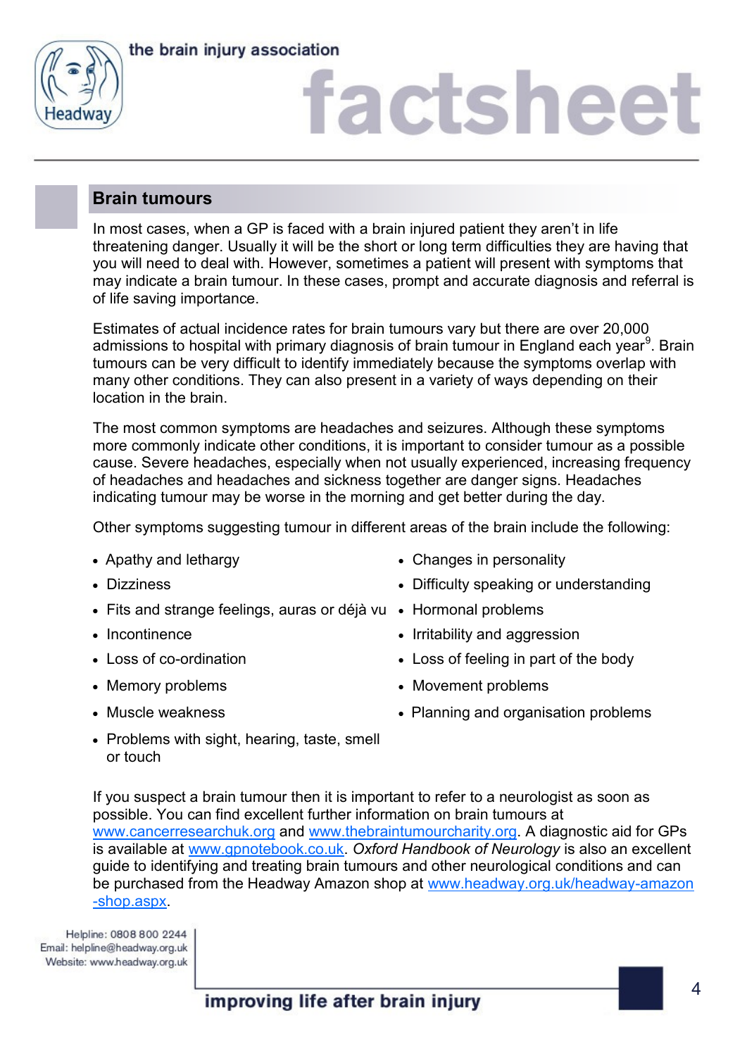## Brain tumours

In most cases, when a GP is faced with a brain injured patient they aren't in life threatening danger. Usually it will be the short or long term difficulties they are having that you will need to deal with. However, sometimes a patient will present with symptoms that may indicate a brain tumour. In these cases, prompt and accurate diagnosis and referral is of life saving importance.

Estimates of actual incidence rates for brain tumours vary but there are over 20,000 admissions to hospital with primary diagnosis of brain tumour in England each year[9]. Brain tumours can be very difficult to identify immediately because the symptoms overlap with many other conditions. They can also present in a variety of ways depending on their location in the brain.

The most common symptoms are headaches and seizures. Although these symptoms more commonly indicate other conditions, it is important to consider tumour as a possible cause. Severe headaches, especially when not usually experienced, increasing frequency of headaches and headaches and sickness together are danger signs. Headaches indicating tumour may be worse in the morning and get better during the day.

Other symptoms suggesting tumour in different areas of the brain include the following:

- Apathy and lethargy
- Changes in personality
- Dizziness
- Difficulty speaking or understanding
- Fits and strange feelings, auras or déjà vu
- Hormonal problems
- Incontinence
- Irritability and aggression
- Loss of co-ordination
- Loss of feeling in part of the body
- Memory problems
- Movement problems
- Muscle weakness
- Planning and organisation problems
- Problems with sight, hearing, taste, smell or touch

If you suspect a brain tumour then it is important to refer to a neurologist as soon as possible. You can find excellent further information on brain tumours at www.cancerresearchuk.org and www.thebraintumourcharity.org. A diagnostic aid for GPs is available at www.gpnotebook.co.uk. *Oxford Handbook of Neurology* is also an excellent guide to identifying and treating brain tumours and other neurological conditions and can be purchased from the Headway Amazon shop at www.headway.org.uk/headway-amazon-shop.aspx.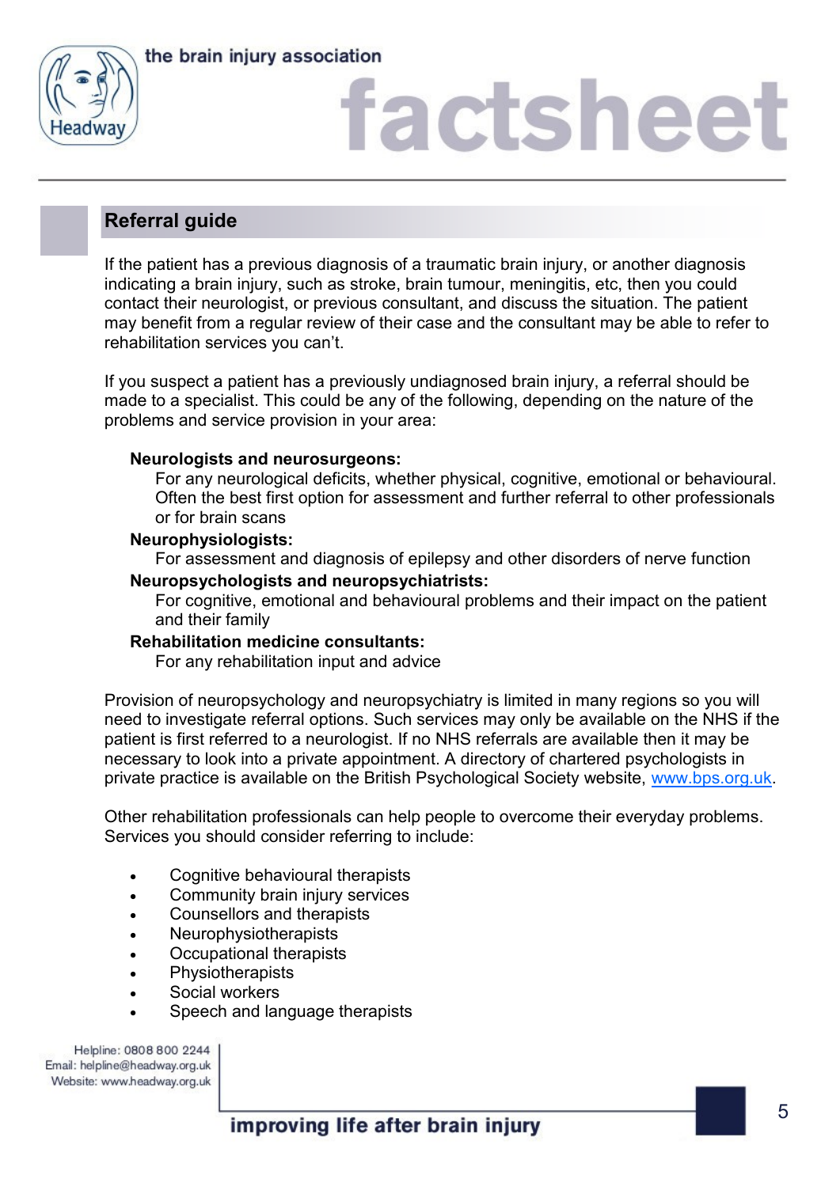## Referral guide

If the patient has a previous diagnosis of a traumatic brain injury, or another diagnosis indicating a brain injury, such as stroke, brain tumour, meningitis, etc, then you could contact their neurologist, or previous consultant, and discuss the situation. The patient may benefit from a regular review of their case and the consultant may be able to refer to rehabilitation services you can't.

If you suspect a patient has a previously undiagnosed brain injury, a referral should be made to a specialist. This could be any of the following, depending on the nature of the problems and service provision in your area:

**Neurologists and neurosurgeons:**
For any neurological deficits, whether physical, cognitive, emotional or behavioural. Often the best first option for assessment and further referral to other professionals or for brain scans

**Neurophysiologists:**
For assessment and diagnosis of epilepsy and other disorders of nerve function

**Neuropsychologists and neuropsychiatrists:**
For cognitive, emotional and behavioural problems and their impact on the patient and their family

**Rehabilitation medicine consultants:**
For any rehabilitation input and advice

Provision of neuropsychology and neuropsychiatry is limited in many regions so you will need to investigate referral options. Such services may only be available on the NHS if the patient is first referred to a neurologist. If no NHS referrals are available then it may be necessary to look into a private appointment. A directory of chartered psychologists in private practice is available on the British Psychological Society website, www.bps.org.uk.

Other rehabilitation professionals can help people to overcome their everyday problems. Services you should consider referring to include:

- Cognitive behavioural therapists
- Community brain injury services
- Counsellors and therapists
- Neurophysiotherapists
- Occupational therapists
- Physiotherapists
- Social workers
- Speech and language therapists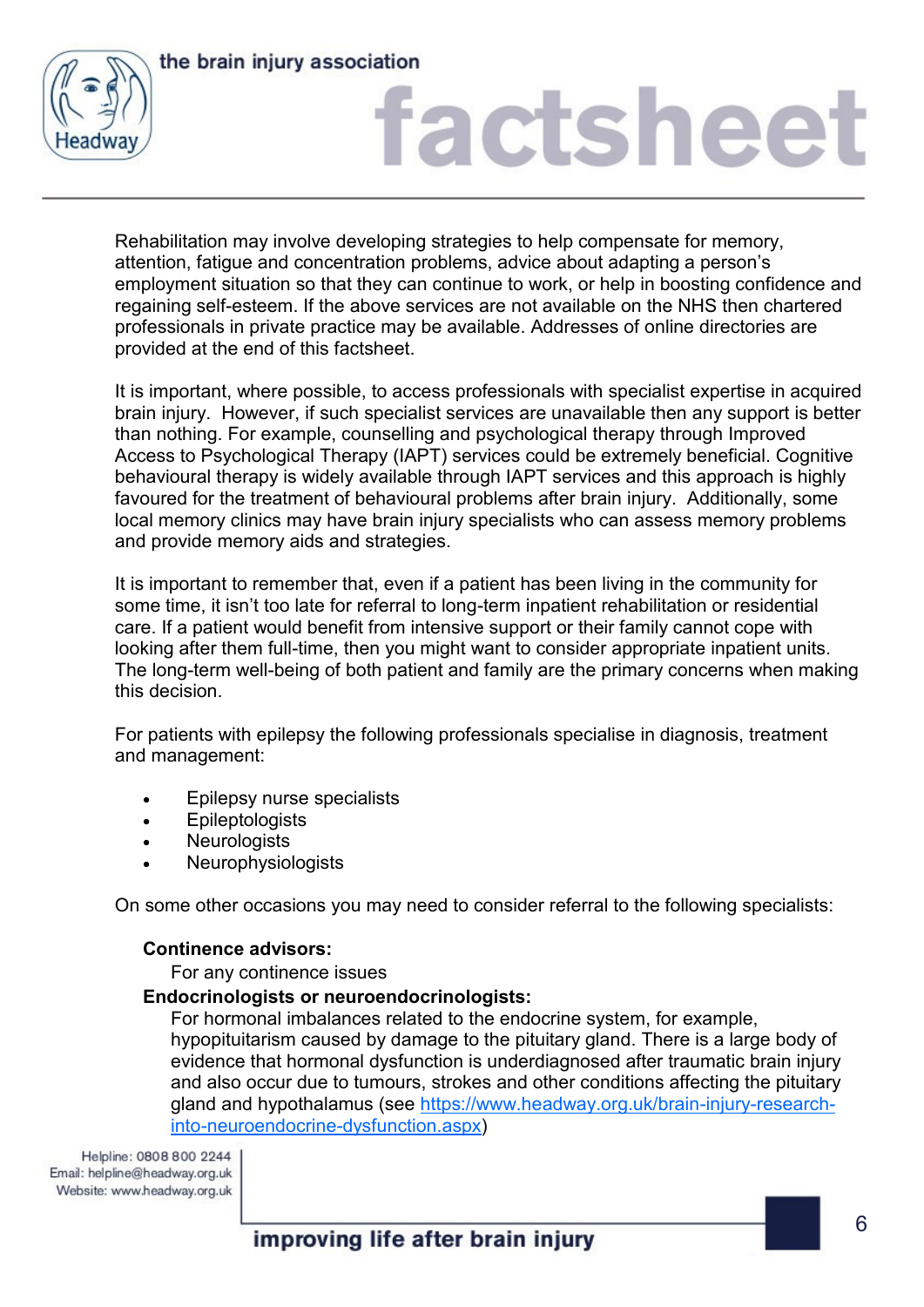Rehabilitation may involve developing strategies to help compensate for memory, attention, fatigue and concentration problems, advice about adapting a person's employment situation so that they can continue to work, or help in boosting confidence and regaining self-esteem. If the above services are not available on the NHS then chartered professionals in private practice may be available. Addresses of online directories are provided at the end of this factsheet.

It is important, where possible, to access professionals with specialist expertise in acquired brain injury. However, if such specialist services are unavailable then any support is better than nothing. For example, counselling and psychological therapy through Improved Access to Psychological Therapy (IAPT) services could be extremely beneficial. Cognitive behavioural therapy is widely available through IAPT services and this approach is highly favoured for the treatment of behavioural problems after brain injury. Additionally, some local memory clinics may have brain injury specialists who can assess memory problems and provide memory aids and strategies.

It is important to remember that, even if a patient has been living in the community for some time, it isn't too late for referral to long-term inpatient rehabilitation or residential care. If a patient would benefit from intensive support or their family cannot cope with looking after them full-time, then you might want to consider appropriate inpatient units. The long-term well-being of both patient and family are the primary concerns when making this decision.

For patients with epilepsy the following professionals specialise in diagnosis, treatment and management:

- Epilepsy nurse specialists
- Epileptologists
- Neurologists
- Neurophysiologists

On some other occasions you may need to consider referral to the following specialists:

**Continence advisors:**
For any continence issues

**Endocrinologists or neuroendocrinologists:**
For hormonal imbalances related to the endocrine system, for example, hypopituitarism caused by damage to the pituitary gland. There is a large body of evidence that hormonal dysfunction is underdiagnosed after traumatic brain injury and also occur due to tumours, strokes and other conditions affecting the pituitary gland and hypothalamus (see [https://www.headway.org.uk/brain-injury-research-into-neuroendocrine-dysfunction.aspx](https://www.headway.org.uk/brain-injury-research-into-neuroendocrine-dysfunction.aspx))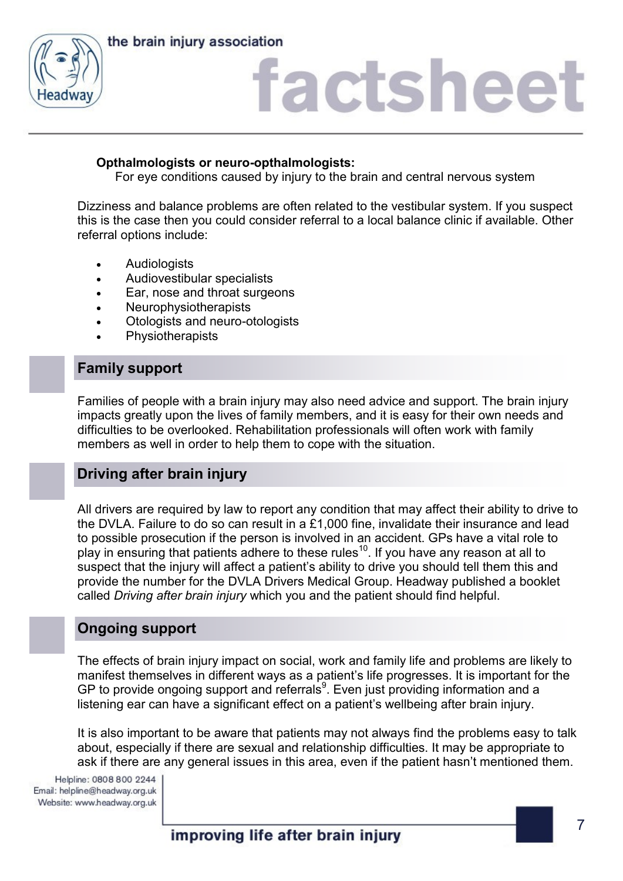**Opthalmologists or neuro-opthalmologists:**
For eye conditions caused by injury to the brain and central nervous system

Dizziness and balance problems are often related to the vestibular system. If you suspect this is the case then you could consider referral to a local balance clinic if available. Other referral options include:

- Audiologists
- Audiovestibular specialists
- Ear, nose and throat surgeons
- Neurophysiotherapists
- Otologists and neuro-otologists
- Physiotherapists

## Family support

Families of people with a brain injury may also need advice and support. The brain injury impacts greatly upon the lives of family members, and it is easy for their own needs and difficulties to be overlooked. Rehabilitation professionals will often work with family members as well in order to help them to cope with the situation.

## Driving after brain injury

All drivers are required by law to report any condition that may affect their ability to drive to the DVLA. Failure to do so can result in a £1,000 fine, invalidate their insurance and lead to possible prosecution if the person is involved in an accident. GPs have a vital role to play in ensuring that patients adhere to these rules[10]. If you have any reason at all to suspect that the injury will affect a patient's ability to drive you should tell them this and provide the number for the DVLA Drivers Medical Group. Headway published a booklet called *Driving after brain injury* which you and the patient should find helpful.

## Ongoing support

The effects of brain injury impact on social, work and family life and problems are likely to manifest themselves in different ways as a patient's life progresses. It is important for the GP to provide ongoing support and referrals[9]. Even just providing information and a listening ear can have a significant effect on a patient's wellbeing after brain injury.

It is also important to be aware that patients may not always find the problems easy to talk about, especially if there are sexual and relationship difficulties. It may be appropriate to ask if there are any general issues in this area, even if the patient hasn't mentioned them.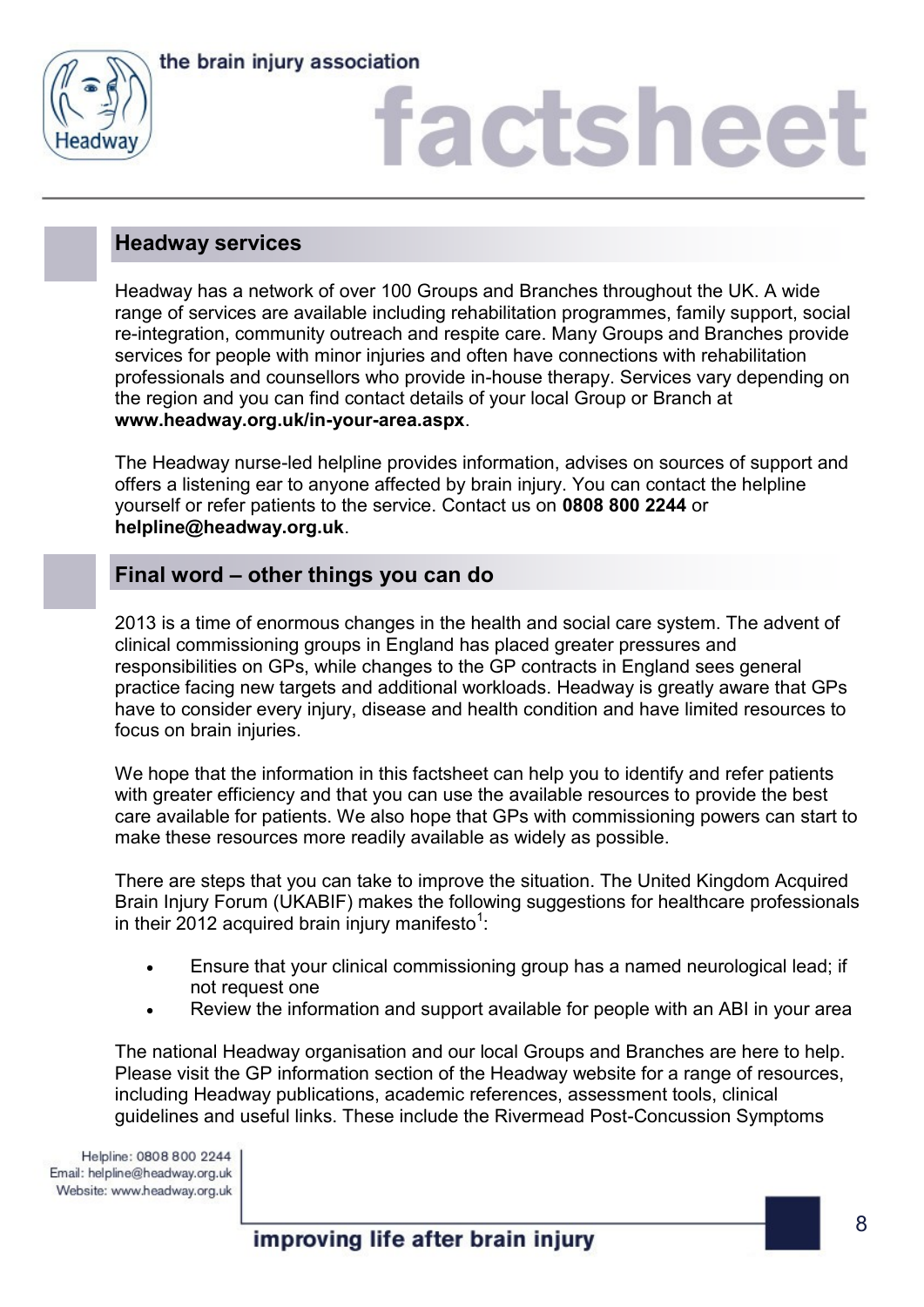## Headway services

Headway has a network of over 100 Groups and Branches throughout the UK. A wide range of services are available including rehabilitation programmes, family support, social re-integration, community outreach and respite care. Many Groups and Branches provide services for people with minor injuries and often have connections with rehabilitation professionals and counsellors who provide in-house therapy. Services vary depending on the region and you can find contact details of your local Group or Branch at **www.headway.org.uk/in-your-area.aspx**.

The Headway nurse-led helpline provides information, advises on sources of support and offers a listening ear to anyone affected by brain injury. You can contact the helpline yourself or refer patients to the service. Contact us on **0808 800 2244** or **helpline@headway.org.uk**.

## Final word – other things you can do

2013 is a time of enormous changes in the health and social care system. The advent of clinical commissioning groups in England has placed greater pressures and responsibilities on GPs, while changes to the GP contracts in England sees general practice facing new targets and additional workloads. Headway is greatly aware that GPs have to consider every injury, disease and health condition and have limited resources to focus on brain injuries.

We hope that the information in this factsheet can help you to identify and refer patients with greater efficiency and that you can use the available resources to provide the best care available for patients. We also hope that GPs with commissioning powers can start to make these resources more readily available as widely as possible.

There are steps that you can take to improve the situation. The United Kingdom Acquired Brain Injury Forum (UKABIF) makes the following suggestions for healthcare professionals in their 2012 acquired brain injury manifesto[1]:

- Ensure that your clinical commissioning group has a named neurological lead; if not request one
- Review the information and support available for people with an ABI in your area

The national Headway organisation and our local Groups and Branches are here to help. Please visit the GP information section of the Headway website for a range of resources, including Headway publications, academic references, assessment tools, clinical guidelines and useful links. These include the Rivermead Post-Concussion Symptoms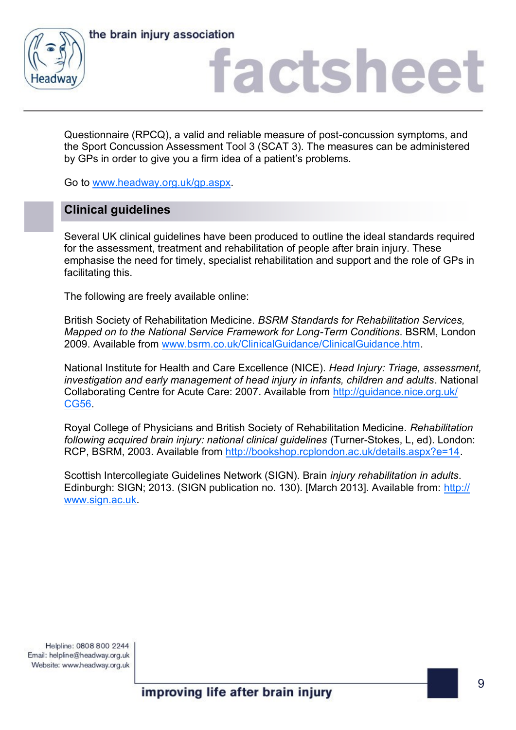Questionnaire (RPCQ), a valid and reliable measure of post-concussion symptoms, and the Sport Concussion Assessment Tool 3 (SCAT 3). The measures can be administered by GPs in order to give you a firm idea of a patient's problems.

Go to www.headway.org.uk/gp.aspx.

## Clinical guidelines

Several UK clinical guidelines have been produced to outline the ideal standards required for the assessment, treatment and rehabilitation of people after brain injury. These emphasise the need for timely, specialist rehabilitation and support and the role of GPs in facilitating this.

The following are freely available online:

British Society of Rehabilitation Medicine. *BSRM Standards for Rehabilitation Services, Mapped on to the National Service Framework for Long-Term Conditions*. BSRM, London 2009. Available from www.bsrm.co.uk/ClinicalGuidance/ClinicalGuidance.htm.

National Institute for Health and Care Excellence (NICE). *Head Injury: Triage, assessment, investigation and early management of head injury in infants, children and adults*. National Collaborating Centre for Acute Care: 2007. Available from http://guidance.nice.org.uk/CG56.

Royal College of Physicians and British Society of Rehabilitation Medicine. *Rehabilitation following acquired brain injury: national clinical guidelines* (Turner-Stokes, L, ed). London: RCP, BSRM, 2003. Available from http://bookshop.rcplondon.ac.uk/details.aspx?e=14.

Scottish Intercollegiate Guidelines Network (SIGN). Brain *injury rehabilitation in adults*. Edinburgh: SIGN; 2013. (SIGN publication no. 130). [March 2013]. Available from: http://www.sign.ac.uk.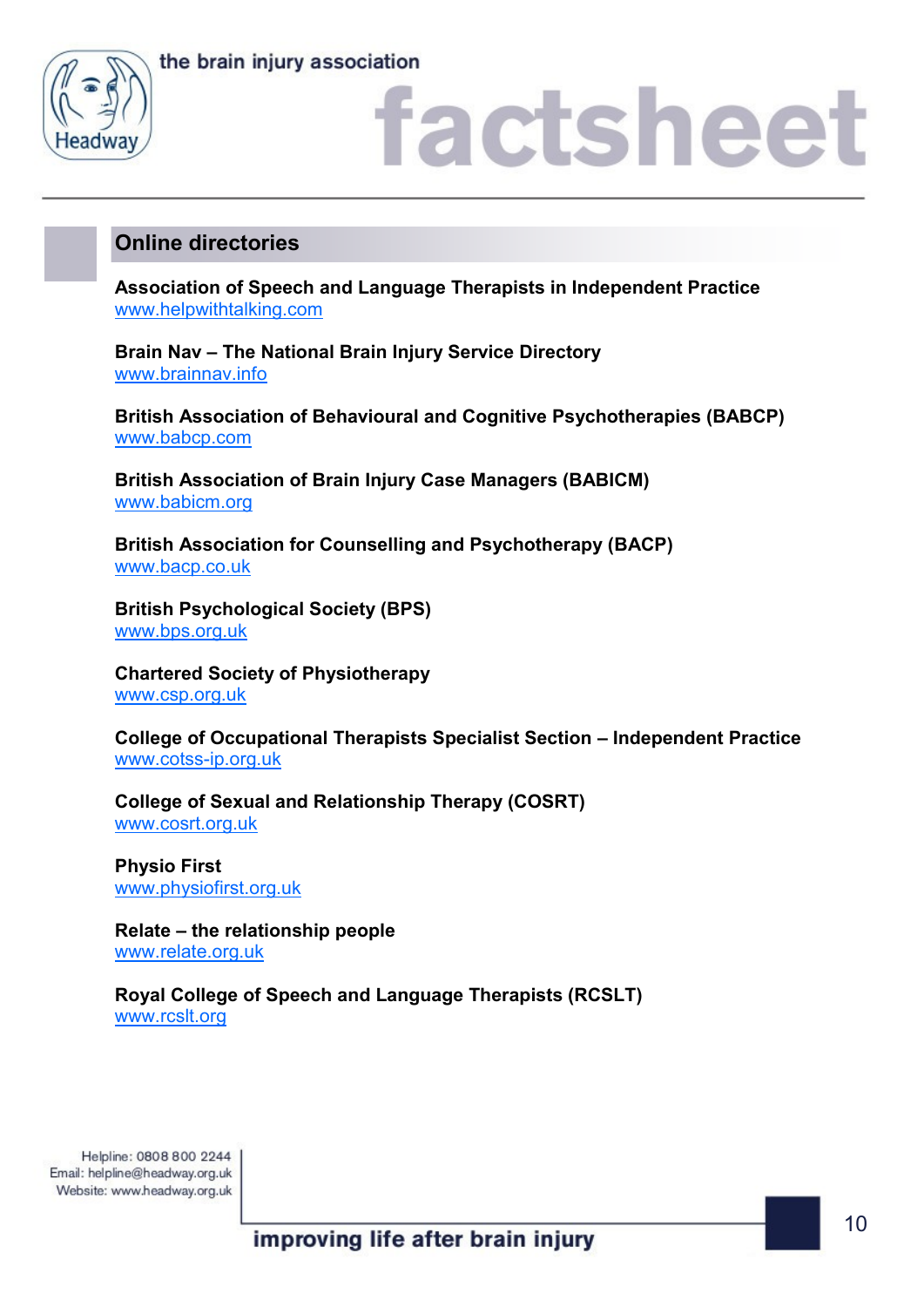## Online directories

**Association of Speech and Language Therapists in Independent Practice**
www.helpwithtalking.com

**Brain Nav – The National Brain Injury Service Directory**
www.brainnav.info

**British Association of Behavioural and Cognitive Psychotherapies (BABCP)**
www.babcp.com

**British Association of Brain Injury Case Managers (BABICM)**
www.babicm.org

**British Association for Counselling and Psychotherapy (BACP)**
www.bacp.co.uk

**British Psychological Society (BPS)**
www.bps.org.uk

**Chartered Society of Physiotherapy**
www.csp.org.uk

**College of Occupational Therapists Specialist Section – Independent Practice**
www.cotss-ip.org.uk

**College of Sexual and Relationship Therapy (COSRT)**
www.cosrt.org.uk

**Physio First**
www.physiofirst.org.uk

**Relate – the relationship people**
www.relate.org.uk

**Royal College of Speech and Language Therapists (RCSLT)**
www.rcslt.org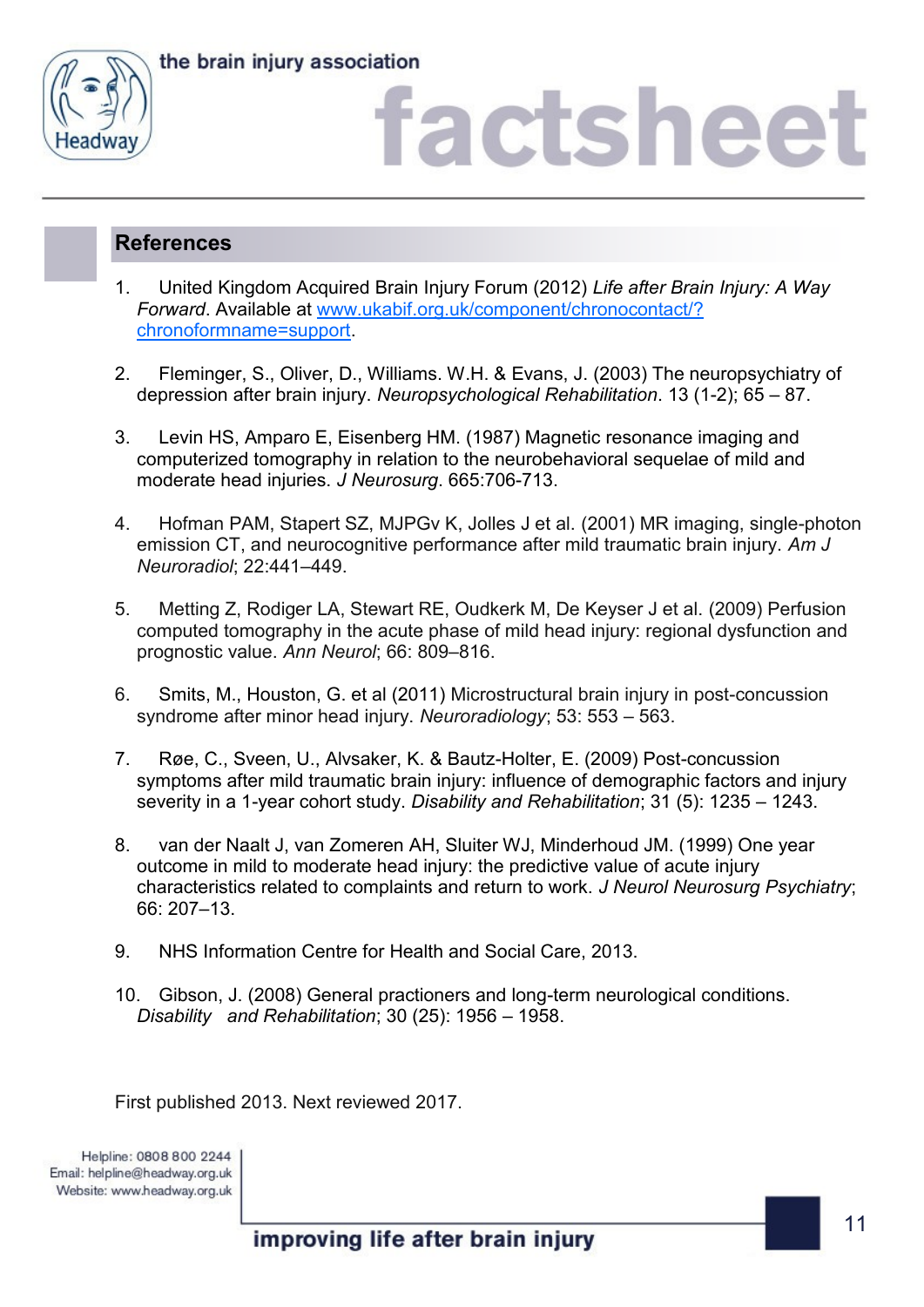## References

1. United Kingdom Acquired Brain Injury Forum (2012) *Life after Brain Injury: A Way Forward*. Available at [www.ukabif.org.uk/component/chronocontact/?chronoformname=support](www.ukabif.org.uk/component/chronocontact/?chronoformname=support).

2. Fleminger, S., Oliver, D., Williams. W.H. & Evans, J. (2003) The neuropsychiatry of depression after brain injury. *Neuropsychological Rehabilitation*. 13 (1-2); 65 – 87.

3. Levin HS, Amparo E, Eisenberg HM. (1987) Magnetic resonance imaging and computerized tomography in relation to the neurobehavioral sequelae of mild and moderate head injuries. *J Neurosurg*. 665:706-713.

4. Hofman PAM, Stapert SZ, MJPGv K, Jolles J et al. (2001) MR imaging, single-photon emission CT, and neurocognitive performance after mild traumatic brain injury. *Am J Neuroradiol*; 22:441–449.

5. Metting Z, Rodiger LA, Stewart RE, Oudkerk M, De Keyser J et al. (2009) Perfusion computed tomography in the acute phase of mild head injury: regional dysfunction and prognostic value. *Ann Neurol*; 66: 809–816.

6. Smits, M., Houston, G. et al (2011) Microstructural brain injury in post-concussion syndrome after minor head injury. *Neuroradiology*; 53: 553 – 563.

7. Røe, C., Sveen, U., Alvsaker, K. & Bautz-Holter, E. (2009) Post-concussion symptoms after mild traumatic brain injury: influence of demographic factors and injury severity in a 1-year cohort study. *Disability and Rehabilitation*; 31 (5): 1235 – 1243.

8. van der Naalt J, van Zomeren AH, Sluiter WJ, Minderhoud JM. (1999) One year outcome in mild to moderate head injury: the predictive value of acute injury characteristics related to complaints and return to work. *J Neurol Neurosurg Psychiatry*; 66: 207–13.

9. NHS Information Centre for Health and Social Care, 2013.

10. Gibson, J. (2008) General practioners and long-term neurological conditions. *Disability and Rehabilitation*; 30 (25): 1956 – 1958.

First published 2013. Next reviewed 2017.

Helpline: 0808 800 2244
Email: helpline@headway.org.uk
Website: www.headway.org.uk